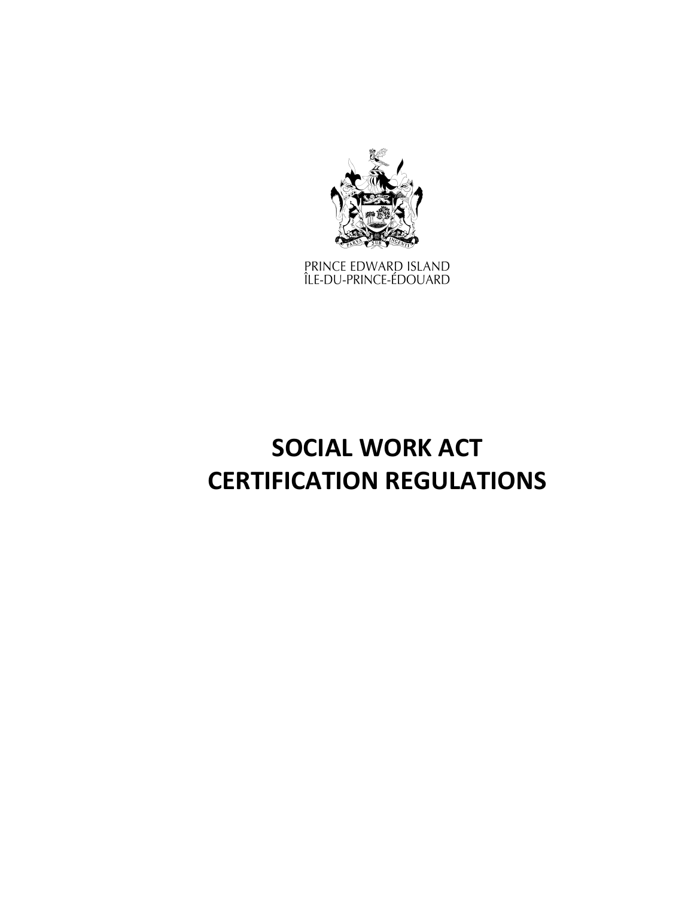PRINCE EDWARD ISLAND
ÎLE-DU-PRINCE-ÉDOUARD

# SOCIAL WORK ACT
# CERTIFICATION REGULATIONS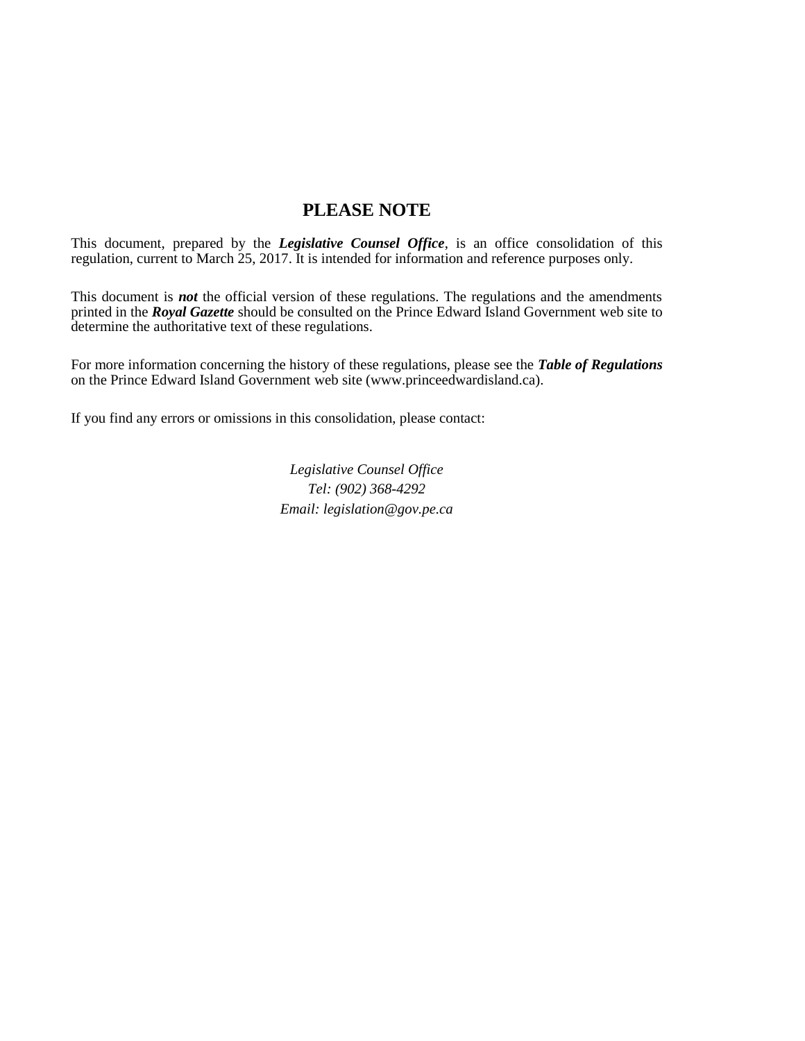# PLEASE NOTE

This document, prepared by the ***Legislative Counsel Office***, is an office consolidation of this regulation, current to March 25, 2017. It is intended for information and reference purposes only.

This document is ***not*** the official version of these regulations. The regulations and the amendments printed in the ***Royal Gazette*** should be consulted on the Prince Edward Island Government web site to determine the authoritative text of these regulations.

For more information concerning the history of these regulations, please see the ***Table of Regulations*** on the Prince Edward Island Government web site (www.princeedwardisland.ca).

If you find any errors or omissions in this consolidation, please contact:

*Legislative Counsel Office*
*Tel: (902) 368-4292*
*Email: legislation@gov.pe.ca*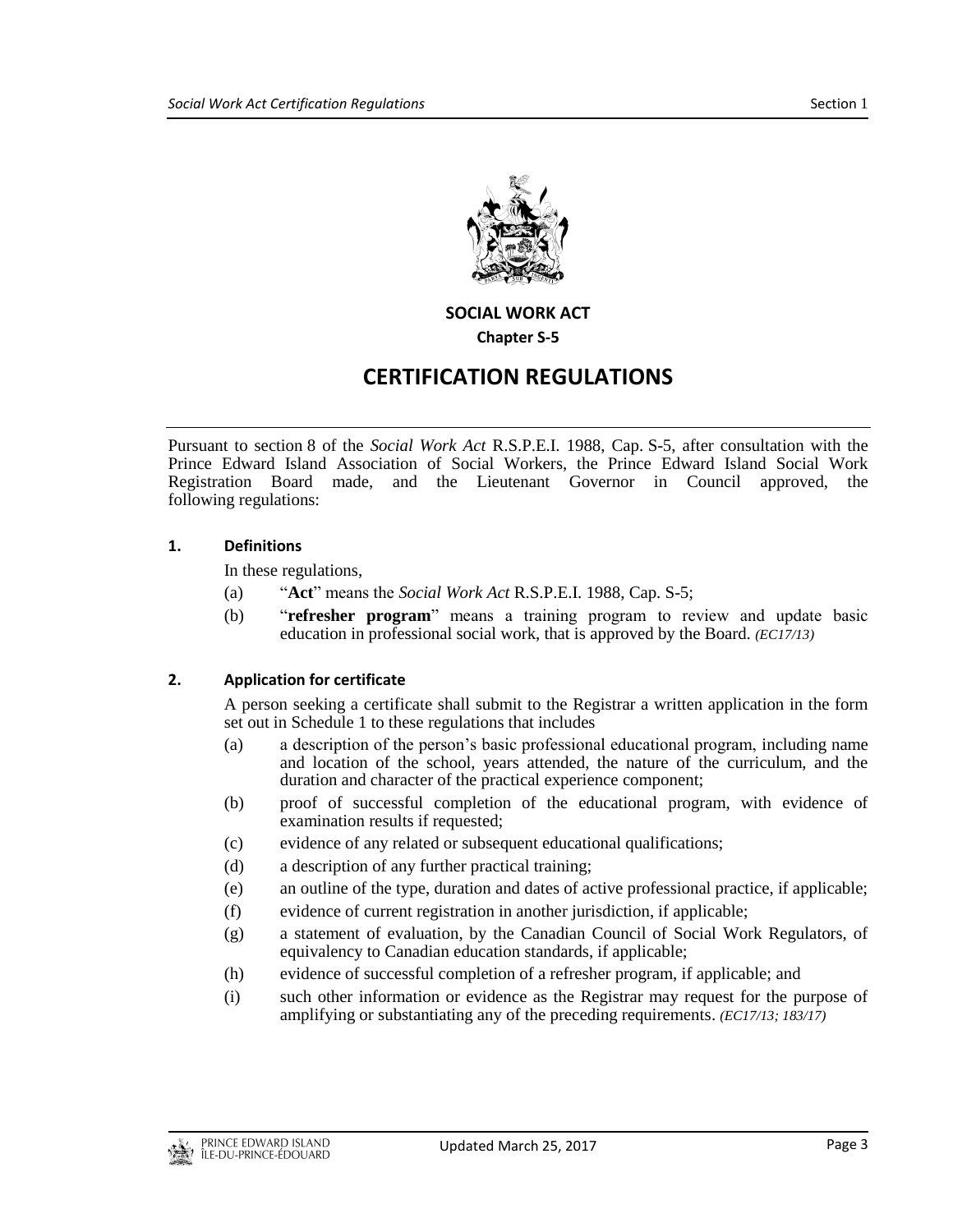**SOCIAL WORK ACT**

**Chapter S-5**

# CERTIFICATION REGULATIONS

Pursuant to section 8 of the *Social Work Act* R.S.P.E.I. 1988, Cap. S-5, after consultation with the Prince Edward Island Association of Social Workers, the Prince Edward Island Social Work Registration Board made, and the Lieutenant Governor in Council approved, the following regulations:

### 1. Definitions

In these regulations,

(a) "**Act**" means the *Social Work Act* R.S.P.E.I. 1988, Cap. S-5;

(b) "**refresher program**" means a training program to review and update basic education in professional social work, that is approved by the Board. *(EC17/13)*

### 2. Application for certificate

A person seeking a certificate shall submit to the Registrar a written application in the form set out in Schedule 1 to these regulations that includes

(a) a description of the person's basic professional educational program, including name and location of the school, years attended, the nature of the curriculum, and the duration and character of the practical experience component;

(b) proof of successful completion of the educational program, with evidence of examination results if requested;

(c) evidence of any related or subsequent educational qualifications;

(d) a description of any further practical training;

(e) an outline of the type, duration and dates of active professional practice, if applicable;

(f) evidence of current registration in another jurisdiction, if applicable;

(g) a statement of evaluation, by the Canadian Council of Social Work Regulators, of equivalency to Canadian education standards, if applicable;

(h) evidence of successful completion of a refresher program, if applicable; and

(i) such other information or evidence as the Registrar may request for the purpose of amplifying or substantiating any of the preceding requirements. *(EC17/13; 183/17)*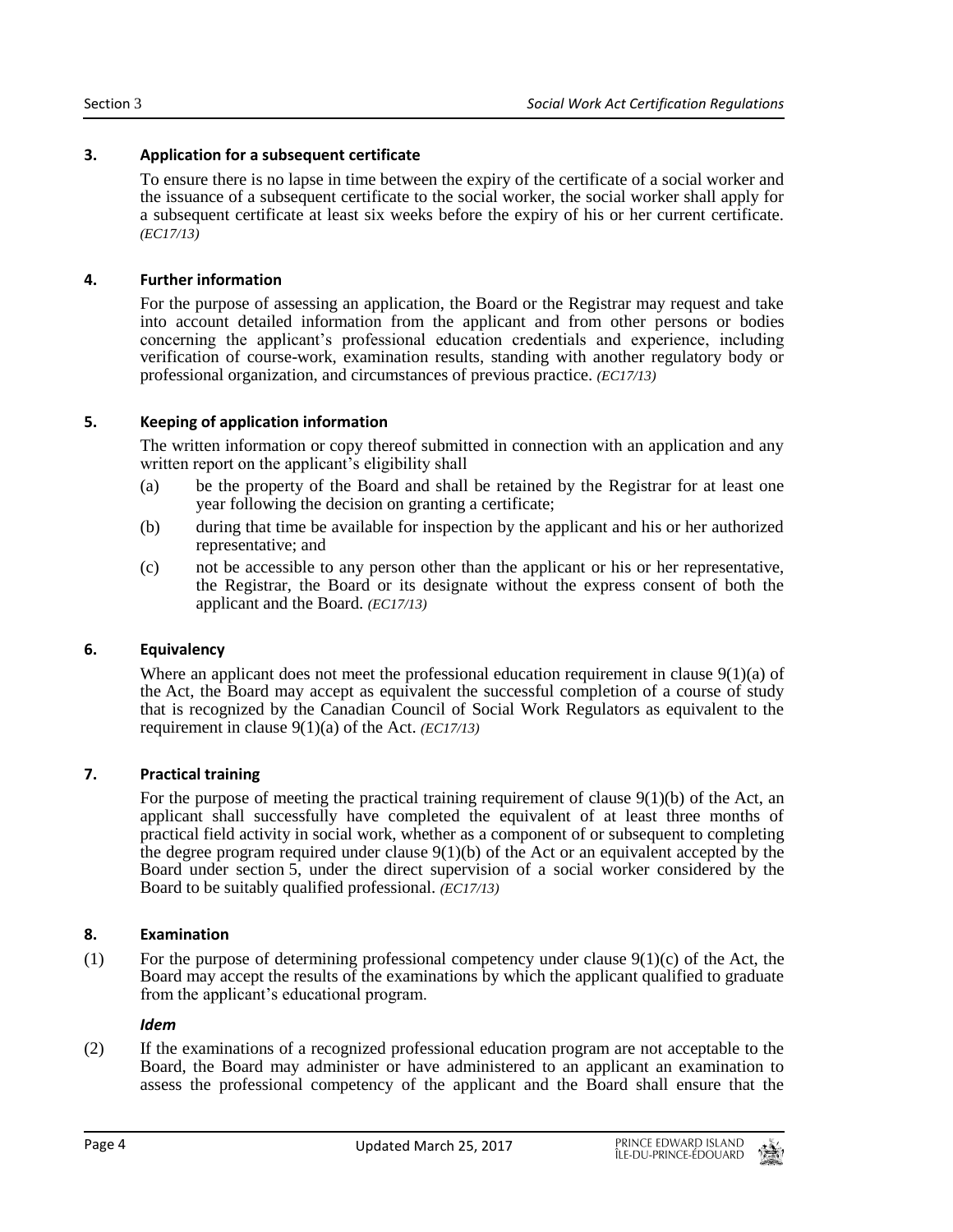### 3. Application for a subsequent certificate

To ensure there is no lapse in time between the expiry of the certificate of a social worker and the issuance of a subsequent certificate to the social worker, the social worker shall apply for a subsequent certificate at least six weeks before the expiry of his or her current certificate. *(EC17/13)*

### 4. Further information

For the purpose of assessing an application, the Board or the Registrar may request and take into account detailed information from the applicant and from other persons or bodies concerning the applicant's professional education credentials and experience, including verification of course-work, examination results, standing with another regulatory body or professional organization, and circumstances of previous practice. *(EC17/13)*

### 5. Keeping of application information

The written information or copy thereof submitted in connection with an application and any written report on the applicant's eligibility shall

(a) be the property of the Board and shall be retained by the Registrar for at least one year following the decision on granting a certificate;

(b) during that time be available for inspection by the applicant and his or her authorized representative; and

(c) not be accessible to any person other than the applicant or his or her representative, the Registrar, the Board or its designate without the express consent of both the applicant and the Board. *(EC17/13)*

### 6. Equivalency

Where an applicant does not meet the professional education requirement in clause 9(1)(a) of the Act, the Board may accept as equivalent the successful completion of a course of study that is recognized by the Canadian Council of Social Work Regulators as equivalent to the requirement in clause 9(1)(a) of the Act. *(EC17/13)*

### 7. Practical training

For the purpose of meeting the practical training requirement of clause 9(1)(b) of the Act, an applicant shall successfully have completed the equivalent of at least three months of practical field activity in social work, whether as a component of or subsequent to completing the degree program required under clause 9(1)(b) of the Act or an equivalent accepted by the Board under section 5, under the direct supervision of a social worker considered by the Board to be suitably qualified professional. *(EC17/13)*

### 8. Examination

(1) For the purpose of determining professional competency under clause 9(1)(c) of the Act, the Board may accept the results of the examinations by which the applicant qualified to graduate from the applicant's educational program.

***Idem***

(2) If the examinations of a recognized professional education program are not acceptable to the Board, the Board may administer or have administered to an applicant an examination to assess the professional competency of the applicant and the Board shall ensure that the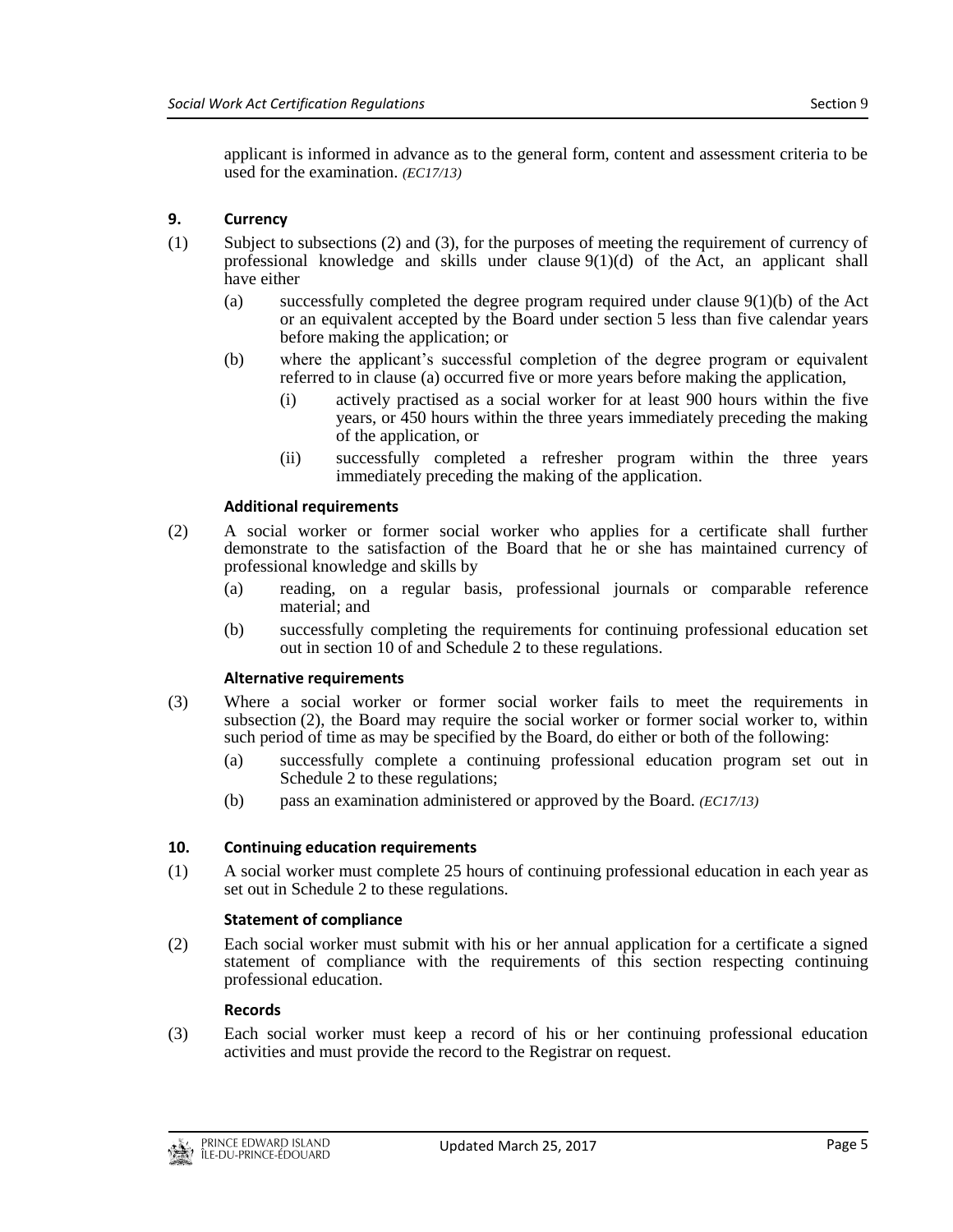applicant is informed in advance as to the general form, content and assessment criteria to be used for the examination. *(EC17/13)*

### 9. Currency

(1) Subject to subsections (2) and (3), for the purposes of meeting the requirement of currency of professional knowledge and skills under clause 9(1)(d) of the Act, an applicant shall have either

(a) successfully completed the degree program required under clause 9(1)(b) of the Act or an equivalent accepted by the Board under section 5 less than five calendar years before making the application; or

(b) where the applicant's successful completion of the degree program or equivalent referred to in clause (a) occurred five or more years before making the application,

(i) actively practised as a social worker for at least 900 hours within the five years, or 450 hours within the three years immediately preceding the making of the application, or

(ii) successfully completed a refresher program within the three years immediately preceding the making of the application.

**Additional requirements**

(2) A social worker or former social worker who applies for a certificate shall further demonstrate to the satisfaction of the Board that he or she has maintained currency of professional knowledge and skills by

(a) reading, on a regular basis, professional journals or comparable reference material; and

(b) successfully completing the requirements for continuing professional education set out in section 10 of and Schedule 2 to these regulations.

**Alternative requirements**

(3) Where a social worker or former social worker fails to meet the requirements in subsection (2), the Board may require the social worker or former social worker to, within such period of time as may be specified by the Board, do either or both of the following:

(a) successfully complete a continuing professional education program set out in Schedule 2 to these regulations;

(b) pass an examination administered or approved by the Board. *(EC17/13)*

### 10. Continuing education requirements

(1) A social worker must complete 25 hours of continuing professional education in each year as set out in Schedule 2 to these regulations.

**Statement of compliance**

(2) Each social worker must submit with his or her annual application for a certificate a signed statement of compliance with the requirements of this section respecting continuing professional education.

**Records**

(3) Each social worker must keep a record of his or her continuing professional education activities and must provide the record to the Registrar on request.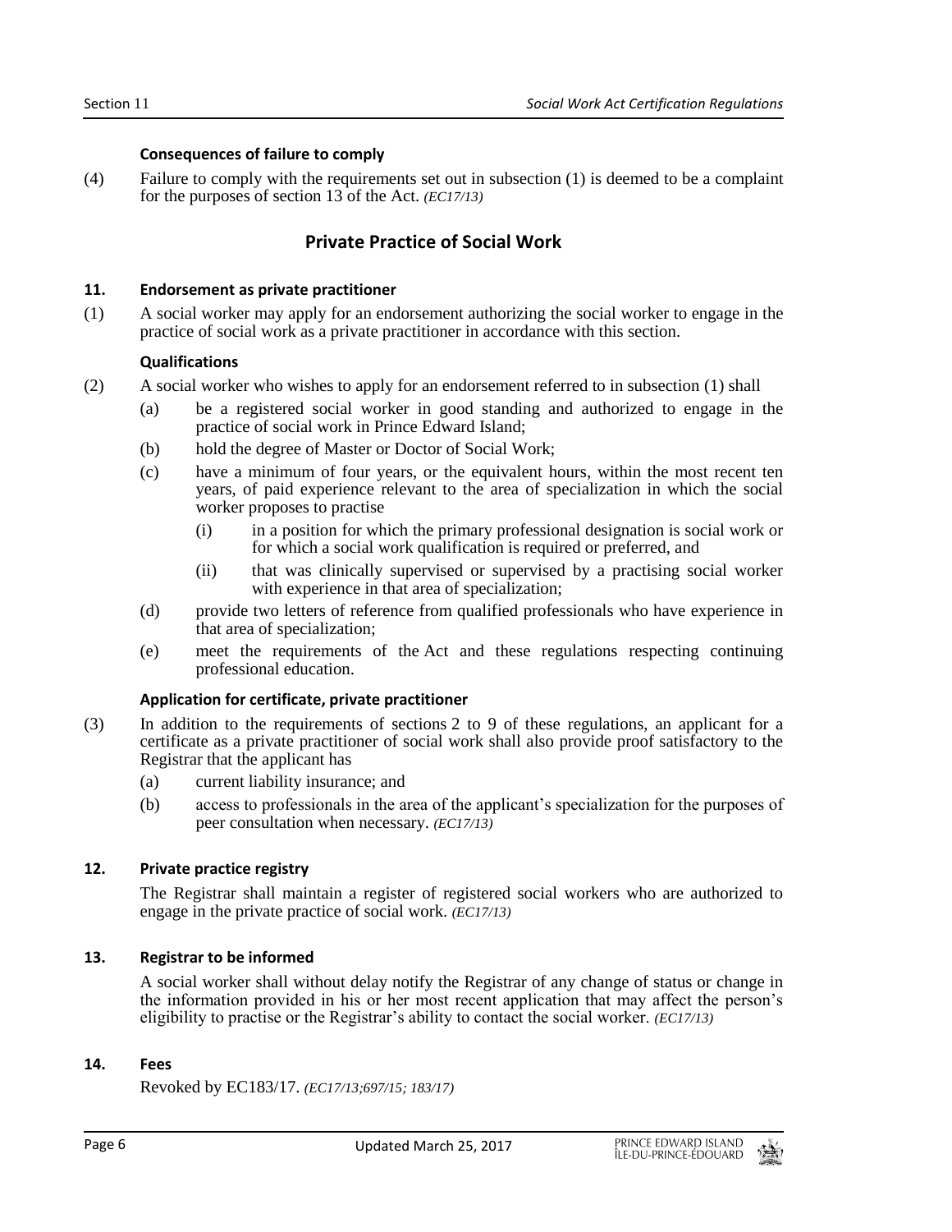**Consequences of failure to comply**

(4) Failure to comply with the requirements set out in subsection (1) is deemed to be a complaint for the purposes of section 13 of the Act. *(EC17/13)*

## Private Practice of Social Work

**11. Endorsement as private practitioner**

(1) A social worker may apply for an endorsement authorizing the social worker to engage in the practice of social work as a private practitioner in accordance with this section.

**Qualifications**

(2) A social worker who wishes to apply for an endorsement referred to in subsection (1) shall

(a) be a registered social worker in good standing and authorized to engage in the practice of social work in Prince Edward Island;

(b) hold the degree of Master or Doctor of Social Work;

(c) have a minimum of four years, or the equivalent hours, within the most recent ten years, of paid experience relevant to the area of specialization in which the social worker proposes to practise

(i) in a position for which the primary professional designation is social work or for which a social work qualification is required or preferred, and

(ii) that was clinically supervised or supervised by a practising social worker with experience in that area of specialization;

(d) provide two letters of reference from qualified professionals who have experience in that area of specialization;

(e) meet the requirements of the Act and these regulations respecting continuing professional education.

**Application for certificate, private practitioner**

(3) In addition to the requirements of sections 2 to 9 of these regulations, an applicant for a certificate as a private practitioner of social work shall also provide proof satisfactory to the Registrar that the applicant has

(a) current liability insurance; and

(b) access to professionals in the area of the applicant's specialization for the purposes of peer consultation when necessary. *(EC17/13)*

**12. Private practice registry**

The Registrar shall maintain a register of registered social workers who are authorized to engage in the private practice of social work. *(EC17/13)*

**13. Registrar to be informed**

A social worker shall without delay notify the Registrar of any change of status or change in the information provided in his or her most recent application that may affect the person's eligibility to practise or the Registrar's ability to contact the social worker. *(EC17/13)*

**14. Fees**

Revoked by EC183/17. *(EC17/13;697/15; 183/17)*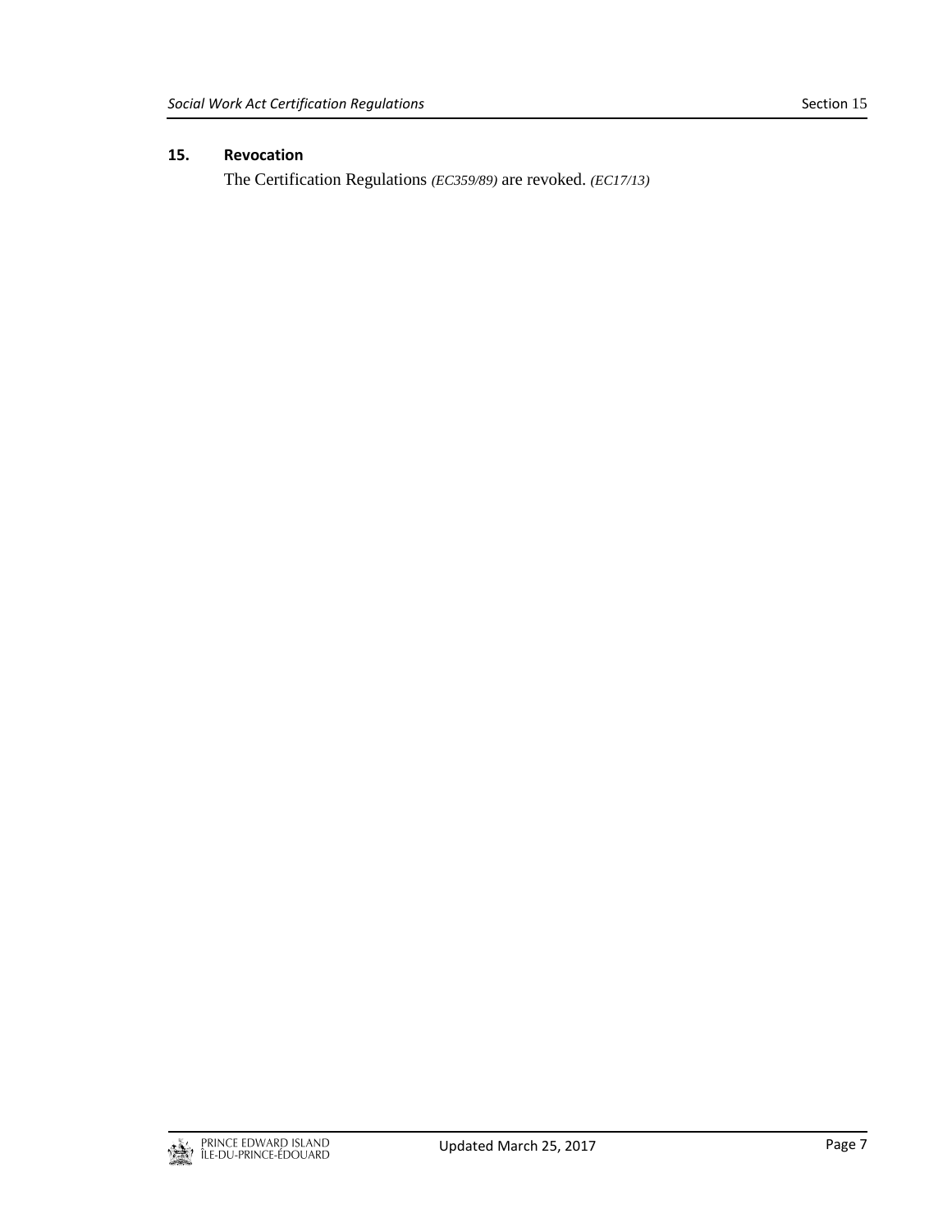**15. Revocation**

The Certification Regulations *(EC359/89)* are revoked. *(EC17/13)*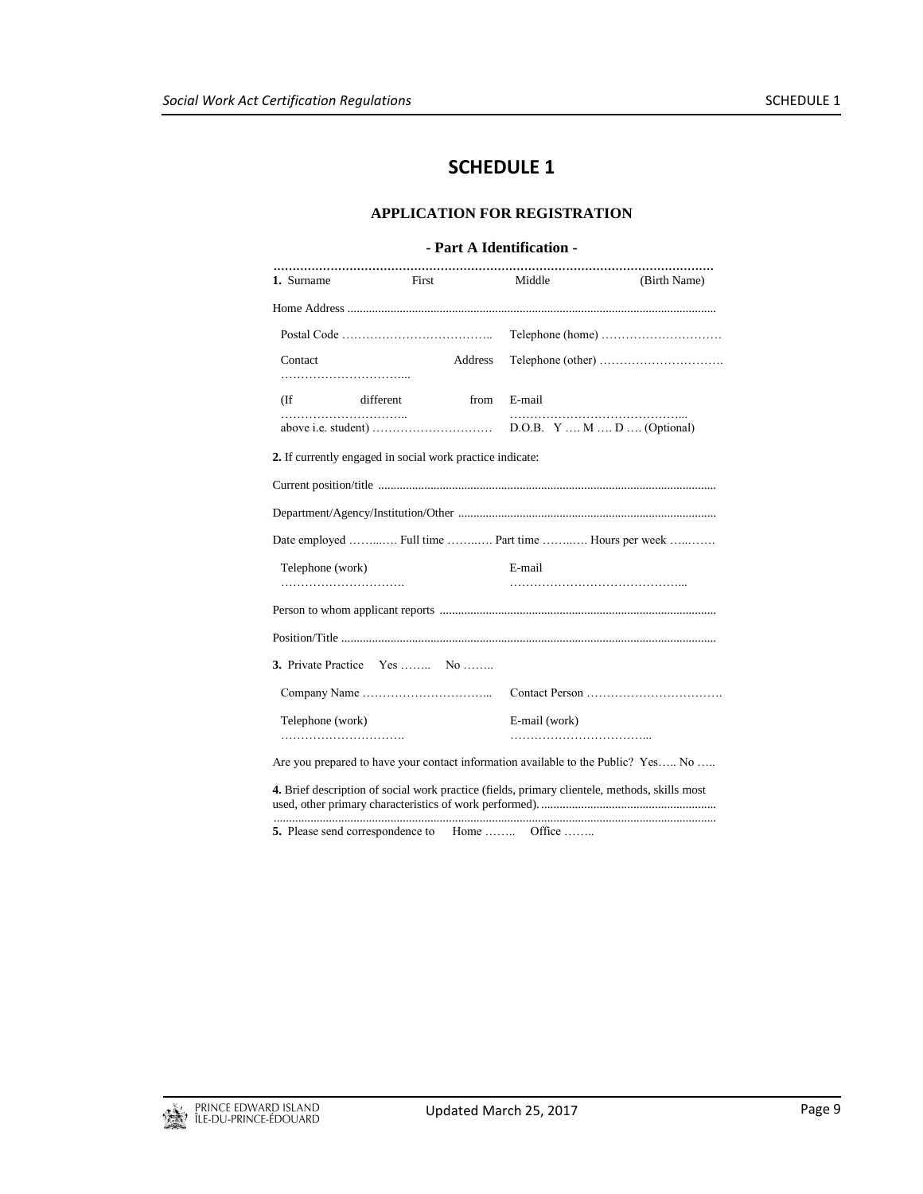# SCHEDULE 1

## APPLICATION FOR REGISTRATION

### - Part A Identification -

.................................................................................................................

**1.** Surname First Middle (Birth Name)

Home Address .......................................................................................................................

Postal Code ……………………………….. Telephone (home) …………………………

Contact Address ………………………….... Telephone (other) ………………………….

(If different from …………………………... E-mail ……………………………………...

above i.e. student) ………………………… D.O.B. Y …. M …. D …. (Optional)

**2.** If currently engaged in social work practice indicate:

Current position/title .............................................................................................................

Department/Agency/Institution/Other ...................................................................................

Date employed ……..…. Full time ……..…. Part time ……..…. Hours per week …..…….

Telephone (work) …………………………. E-mail ……………………………………...

Person to whom applicant reports .........................................................................................

Position/Title .........................................................................................................................

**3.** Private Practice Yes …….. No ……..

Company Name …………………………... Contact Person …………………………….

Telephone (work) …………………………. E-mail (work) ……………………………...

Are you prepared to have your contact information available to the Public? Yes….. No …..

**4.** Brief description of social work practice (fields, primary clientele, methods, skills most used, other primary characteristics of work performed). .........................................................

.................................................................................................................................................

**5.** Please send correspondence to Home …….. Office ……..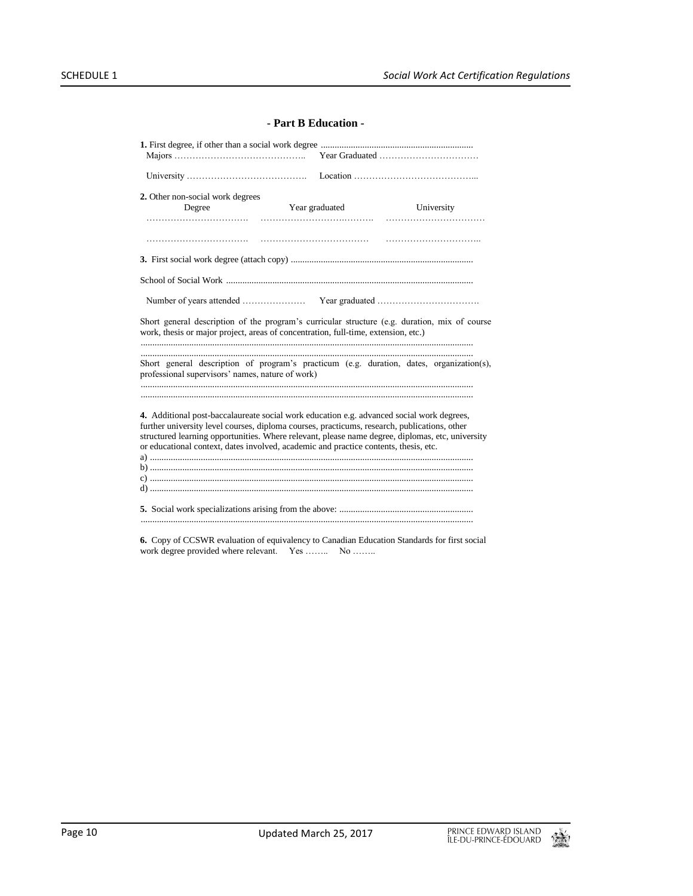## - Part B Education -

**1.** First degree, if other than a social work degree .................................................................
Majors …………………………………….. Year Graduated ……………………………

University …………………………………. Location …………………………………...

**2.** Other non-social work degrees

| Degree | Year graduated | University |
|---|---|---|
| ……………………………. | ………………………………. | …………………………… |
| ……………………………. | ……………………………… | ………………………….. |

**3.** First social work degree (attach copy) ..............................................................................

School of Social Work ..........................................................................................................

Number of years attended ………………… Year graduated …………………………….

Short general description of the program's curricular structure (e.g. duration, mix of course work, thesis or major project, areas of concentration, full-time, extension, etc.)
..............................................................................................................................................
..............................................................................................................................................

Short general description of program's practicum (e.g. duration, dates, organization(s), professional supervisors' names, nature of work)
..............................................................................................................................................
..............................................................................................................................................

**4.** Additional post-baccalaureate social work education e.g. advanced social work degrees, further university level courses, diploma courses, practicums, research, publications, other structured learning opportunities. Where relevant, please name degree, diplomas, etc, university or educational context, dates involved, academic and practice contents, thesis, etc.
a) .........................................................................................................................................
b) .........................................................................................................................................
c) .........................................................................................................................................
d) .........................................................................................................................................

**5.** Social work specializations arising from the above: ..........................................................
..............................................................................................................................................

**6.** Copy of CCSWR evaluation of equivalency to Canadian Education Standards for first social work degree provided where relevant. Yes …….. No ……..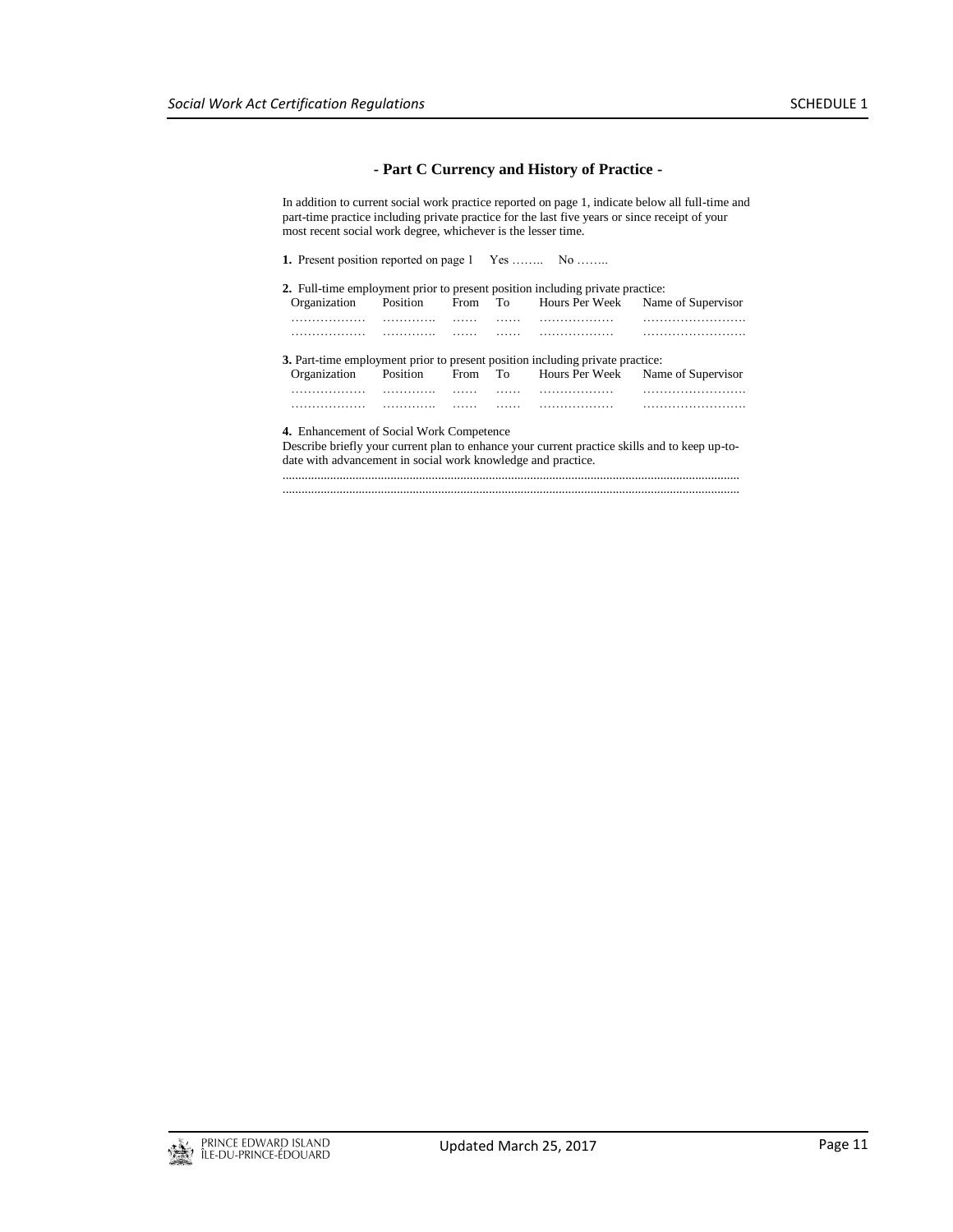## - Part C Currency and History of Practice -

In addition to current social work practice reported on page 1, indicate below all full-time and part-time practice including private practice for the last five years or since receipt of your most recent social work degree, whichever is the lesser time.

**1.** Present position reported on page 1 Yes …….. No ……..

**2.** Full-time employment prior to present position including private practice:

| Organization | Position | From | To | Hours Per Week | Name of Supervisor |
|---|---|---|---|---|---|
| ……………… | …………. | …… | …… | ……………… | ……………………. |
| ……………… | …………. | …… | …… | ……………… | ……………………. |

**3.** Part-time employment prior to present position including private practice:

| Organization | Position | From | To | Hours Per Week | Name of Supervisor |
|---|---|---|---|---|---|
| ……………… | …………. | …… | …… | ……………… | ……………………. |
| ……………… | …………. | …… | …… | ……………… | ……………………. |

**4.** Enhancement of Social Work Competence

Describe briefly your current plan to enhance your current practice skills and to keep up-to-date with advancement in social work knowledge and practice.

.................................................................................................................................................

.................................................................................................................................................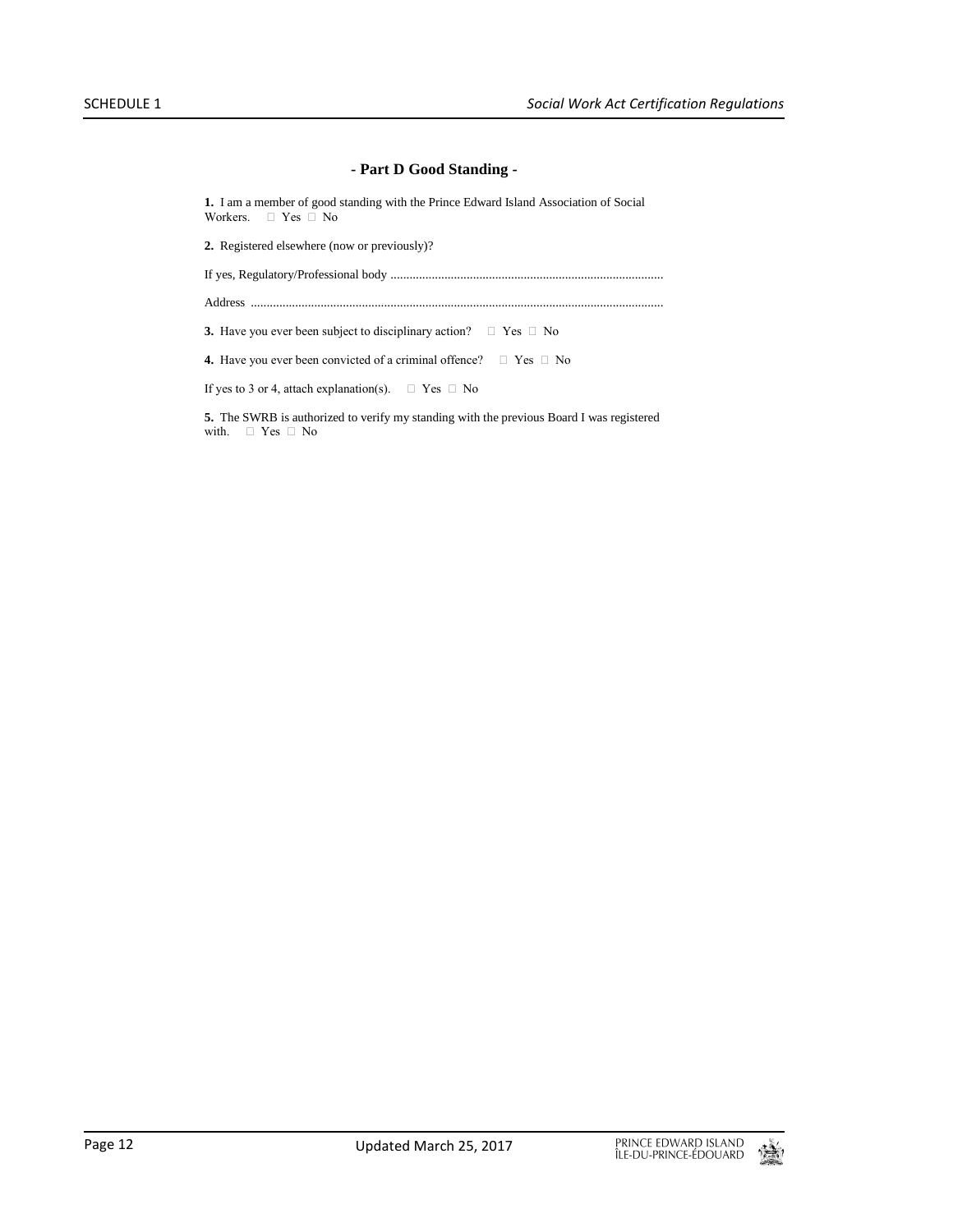## - Part D Good Standing -

**1.** I am a member of good standing with the Prince Edward Island Association of Social Workers. ☐ Yes ☐ No

**2.** Registered elsewhere (now or previously)?

If yes, Regulatory/Professional body .....................................................................................

Address ..................................................................................................................................

**3.** Have you ever been subject to disciplinary action? ☐ Yes ☐ No

**4.** Have you ever been convicted of a criminal offence? ☐ Yes ☐ No

If yes to 3 or 4, attach explanation(s). ☐ Yes ☐ No

**5.** The SWRB is authorized to verify my standing with the previous Board I was registered with. ☐ Yes ☐ No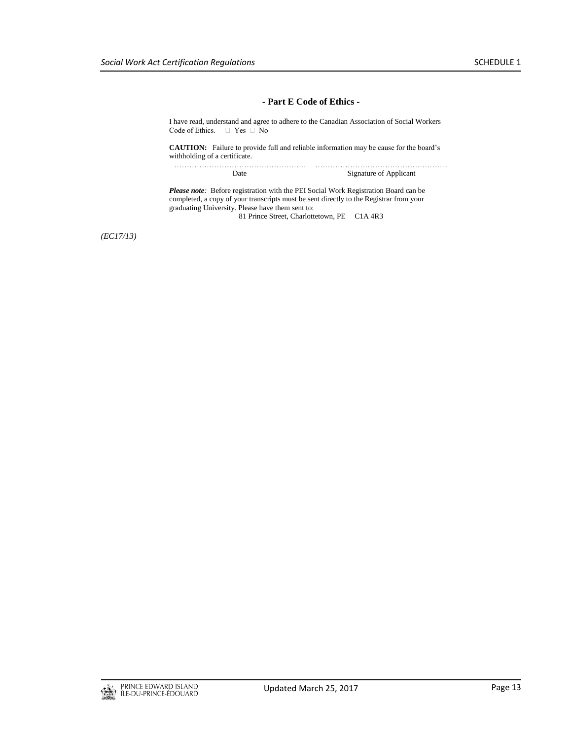## - Part E Code of Ethics -

I have read, understand and agree to adhere to the Canadian Association of Social Workers Code of Ethics.  ☐ Yes ☐ No

**CAUTION:** Failure to provide full and reliable information may be cause for the board's withholding of a certificate.

| …………………………………………….. | …………………………………………….. |
|---|---|
| Date | Signature of Applicant |

***Please note:*** Before registration with the PEI Social Work Registration Board can be completed, a copy of your transcripts must be sent directly to the Registrar from your graduating University. Please have them sent to:

81 Prince Street, Charlottetown, PE C1A 4R3

*(EC17/13)*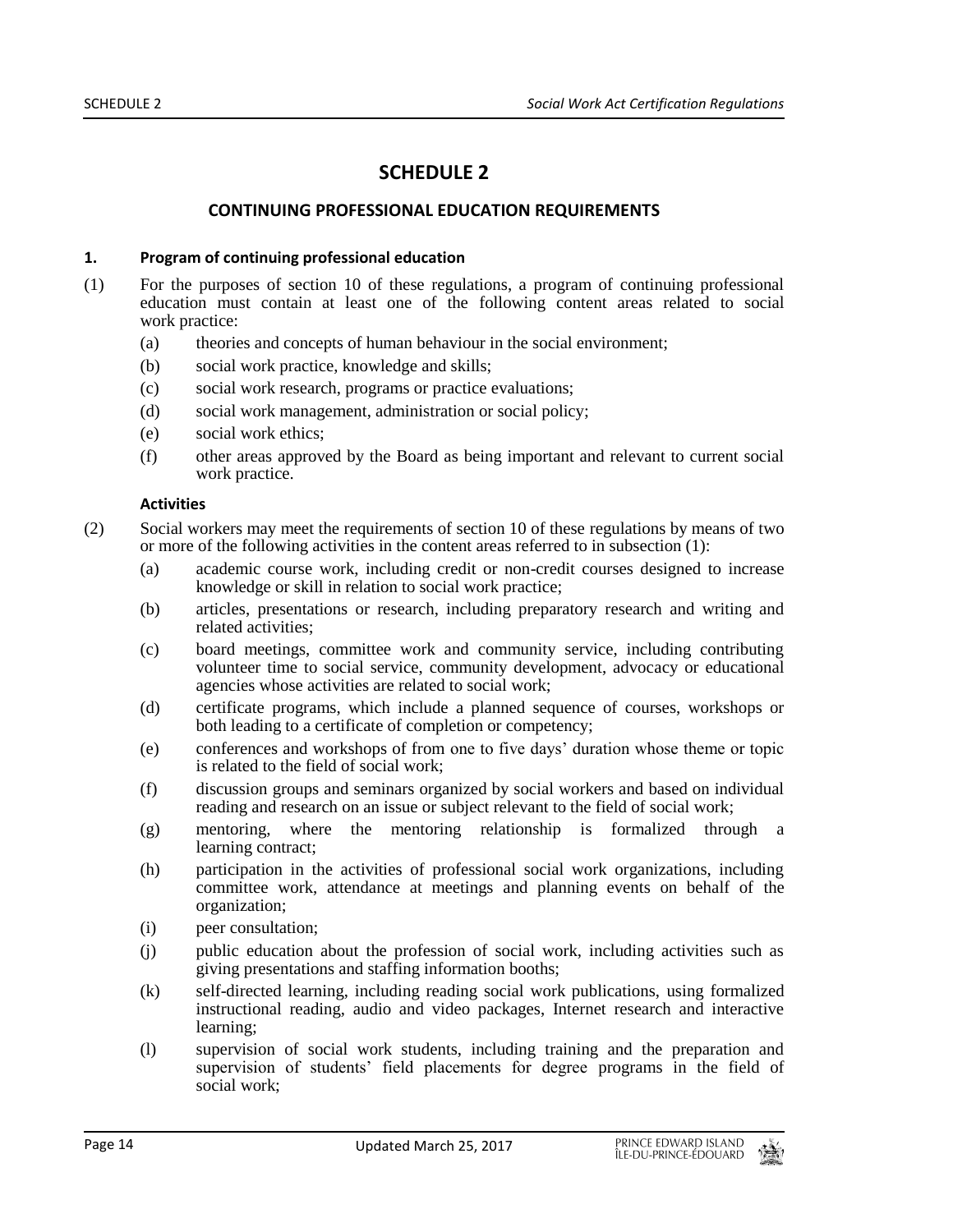# SCHEDULE 2

## CONTINUING PROFESSIONAL EDUCATION REQUIREMENTS

**1. Program of continuing professional education**

(1) For the purposes of section 10 of these regulations, a program of continuing professional education must contain at least one of the following content areas related to social work practice:

- (a) theories and concepts of human behaviour in the social environment;
- (b) social work practice, knowledge and skills;
- (c) social work research, programs or practice evaluations;
- (d) social work management, administration or social policy;
- (e) social work ethics;
- (f) other areas approved by the Board as being important and relevant to current social work practice.

**Activities**

(2) Social workers may meet the requirements of section 10 of these regulations by means of two or more of the following activities in the content areas referred to in subsection (1):

- (a) academic course work, including credit or non-credit courses designed to increase knowledge or skill in relation to social work practice;
- (b) articles, presentations or research, including preparatory research and writing and related activities;
- (c) board meetings, committee work and community service, including contributing volunteer time to social service, community development, advocacy or educational agencies whose activities are related to social work;
- (d) certificate programs, which include a planned sequence of courses, workshops or both leading to a certificate of completion or competency;
- (e) conferences and workshops of from one to five days' duration whose theme or topic is related to the field of social work;
- (f) discussion groups and seminars organized by social workers and based on individual reading and research on an issue or subject relevant to the field of social work;
- (g) mentoring, where the mentoring relationship is formalized through a learning contract;
- (h) participation in the activities of professional social work organizations, including committee work, attendance at meetings and planning events on behalf of the organization;
- (i) peer consultation;
- (j) public education about the profession of social work, including activities such as giving presentations and staffing information booths;
- (k) self-directed learning, including reading social work publications, using formalized instructional reading, audio and video packages, Internet research and interactive learning;
- (l) supervision of social work students, including training and the preparation and supervision of students' field placements for degree programs in the field of social work;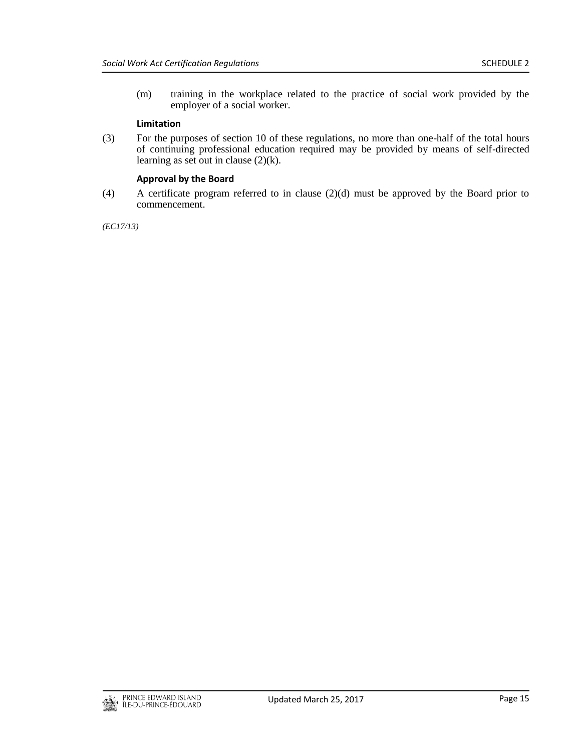(m) training in the workplace related to the practice of social work provided by the employer of a social worker.

**Limitation**

(3) For the purposes of section 10 of these regulations, no more than one-half of the total hours of continuing professional education required may be provided by means of self-directed learning as set out in clause (2)(k).

**Approval by the Board**

(4) A certificate program referred to in clause (2)(d) must be approved by the Board prior to commencement.

*(EC17/13)*